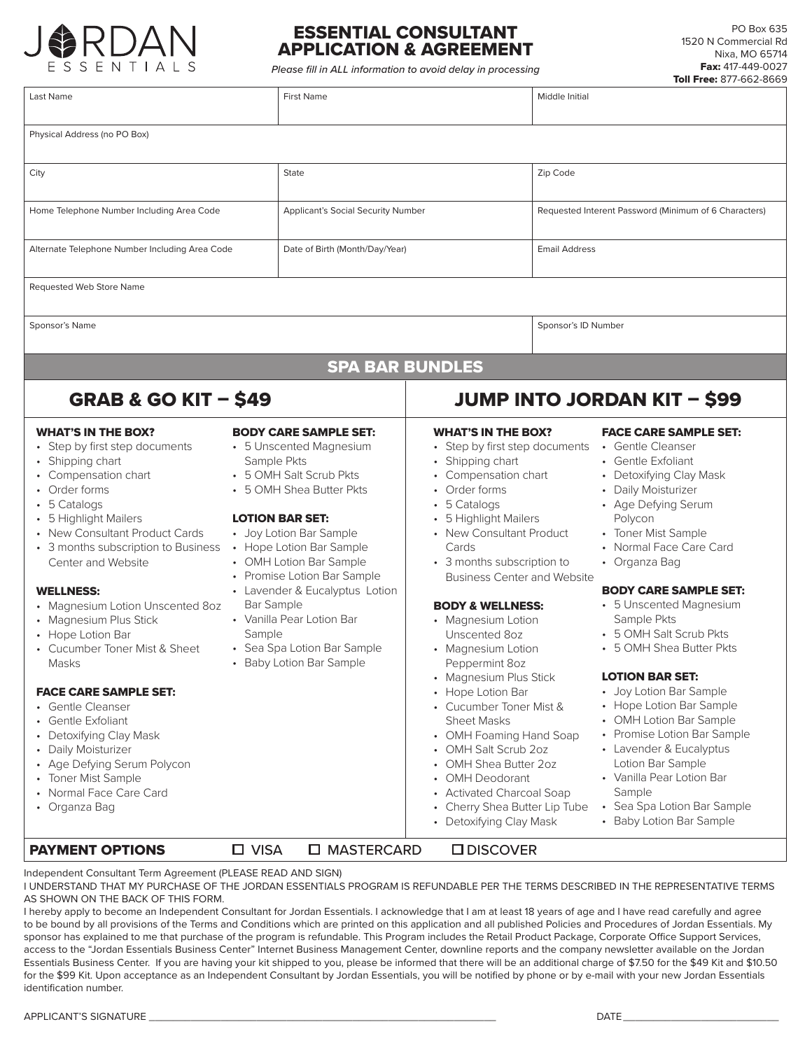JORDAN ESSENTIALS

# ESSENTIAL CONSULTANT APPLICATION & AGREEMENT

*Please fill in ALL information to avoid delay in processing*

PO Box 635
1520 N Commercial Rd
Nixa, MO 65714
**Fax:** 417-449-0027
**Toll Free:** 877-662-8669

| Last Name | First Name | Middle Initial |
|---|---|---|
| Physical Address (no PO Box) | | |
| City | State | Zip Code |
| Home Telephone Number Including Area Code | Applicant's Social Security Number | Requested Interent Password (Minimum of 6 Characters) |
| Alternate Telephone Number Including Area Code | Date of Birth (Month/Day/Year) | Email Address |
| Requested Web Store Name | | |
| Sponsor's Name | | Sponsor's ID Number |

## SPA BAR BUNDLES

## GRAB & GO KIT – $49

**WHAT'S IN THE BOX?**
- Step by first step documents
- Shipping chart
- Compensation chart
- Order forms
- 5 Catalogs
- 5 Highlight Mailers
- New Consultant Product Cards
- 3 months subscription to Business Center and Website

**WELLNESS:**
- Magnesium Lotion Unscented 8oz
- Magnesium Plus Stick
- Hope Lotion Bar
- Cucumber Toner Mist & Sheet Masks

**FACE CARE SAMPLE SET:**
- Gentle Cleanser
- Gentle Exfoliant
- Detoxifying Clay Mask
- Daily Moisturizer
- Age Defying Serum Polycon
- Toner Mist Sample
- Normal Face Care Card
- Organza Bag

**BODY CARE SAMPLE SET:**
- 5 Unscented Magnesium Sample Pkts
- 5 OMH Salt Scrub Pkts
- 5 OMH Shea Butter Pkts

**LOTION BAR SET:**
- Joy Lotion Bar Sample
- Hope Lotion Bar Sample
- OMH Lotion Bar Sample
- Promise Lotion Bar Sample
- Lavender & Eucalyptus Lotion Bar Sample
- Vanilla Pear Lotion Bar Sample
- Sea Spa Lotion Bar Sample
- Baby Lotion Bar Sample

## JUMP INTO JORDAN KIT – $99

**WHAT'S IN THE BOX?**
- Step by first step documents
- Shipping chart
- Compensation chart
- Order forms
- 5 Catalogs
- 5 Highlight Mailers
- New Consultant Product Cards
- 3 months subscription to Business Center and Website

**BODY & WELLNESS:**
- Magnesium Lotion Unscented 8oz
- Magnesium Lotion Peppermint 8oz
- Magnesium Plus Stick
- Hope Lotion Bar
- Cucumber Toner Mist & Sheet Masks
- OMH Foaming Hand Soap
- OMH Salt Scrub 2oz
- OMH Shea Butter 2oz
- OMH Deodorant
- Activated Charcoal Soap
- Cherry Shea Butter Lip Tube
- Detoxifying Clay Mask

**FACE CARE SAMPLE SET:**
- Gentle Cleanser
- Gentle Exfoliant
- Detoxifying Clay Mask
- Daily Moisturizer
- Age Defying Serum Polycon
- Toner Mist Sample
- Normal Face Care Card
- Organza Bag

**BODY CARE SAMPLE SET:**
- 5 Unscented Magnesium Sample Pkts
- 5 OMH Salt Scrub Pkts
- 5 OMH Shea Butter Pkts

**LOTION BAR SET:**
- Joy Lotion Bar Sample
- Hope Lotion Bar Sample
- OMH Lotion Bar Sample
- Promise Lotion Bar Sample
- Lavender & Eucalyptus Lotion Bar Sample
- Vanilla Pear Lotion Bar Sample
- Sea Spa Lotion Bar Sample
- Baby Lotion Bar Sample

**PAYMENT OPTIONS** ☐ VISA ☐ MASTERCARD ☐ DISCOVER

Independent Consultant Term Agreement (PLEASE READ AND SIGN)

I UNDERSTAND THAT MY PURCHASE OF THE JORDAN ESSENTIALS PROGRAM IS REFUNDABLE PER THE TERMS DESCRIBED IN THE REPRESENTATIVE TERMS AS SHOWN ON THE BACK OF THIS FORM.

I hereby apply to become an Independent Consultant for Jordan Essentials. I acknowledge that I am at least 18 years of age and I have read carefully and agree to be bound by all provisions of the Terms and Conditions which are printed on this application and all published Policies and Procedures of Jordan Essentials. My sponsor has explained to me that purchase of the program is refundable. This Program includes the Retail Product Package, Corporate Office Support Services, access to the "Jordan Essentials Business Center" Internet Business Management Center, downline reports and the company newsletter available on the Jordan Essentials Business Center. If you are having your kit shipped to you, please be informed that there will be an additional charge of $7.50 for the $49 Kit and $10.50 for the $99 Kit. Upon acceptance as an Independent Consultant by Jordan Essentials, you will be notified by phone or by e-mail with your new Jordan Essentials identification number.

APPLICANT'S SIGNATURE ______________________________ DATE ______________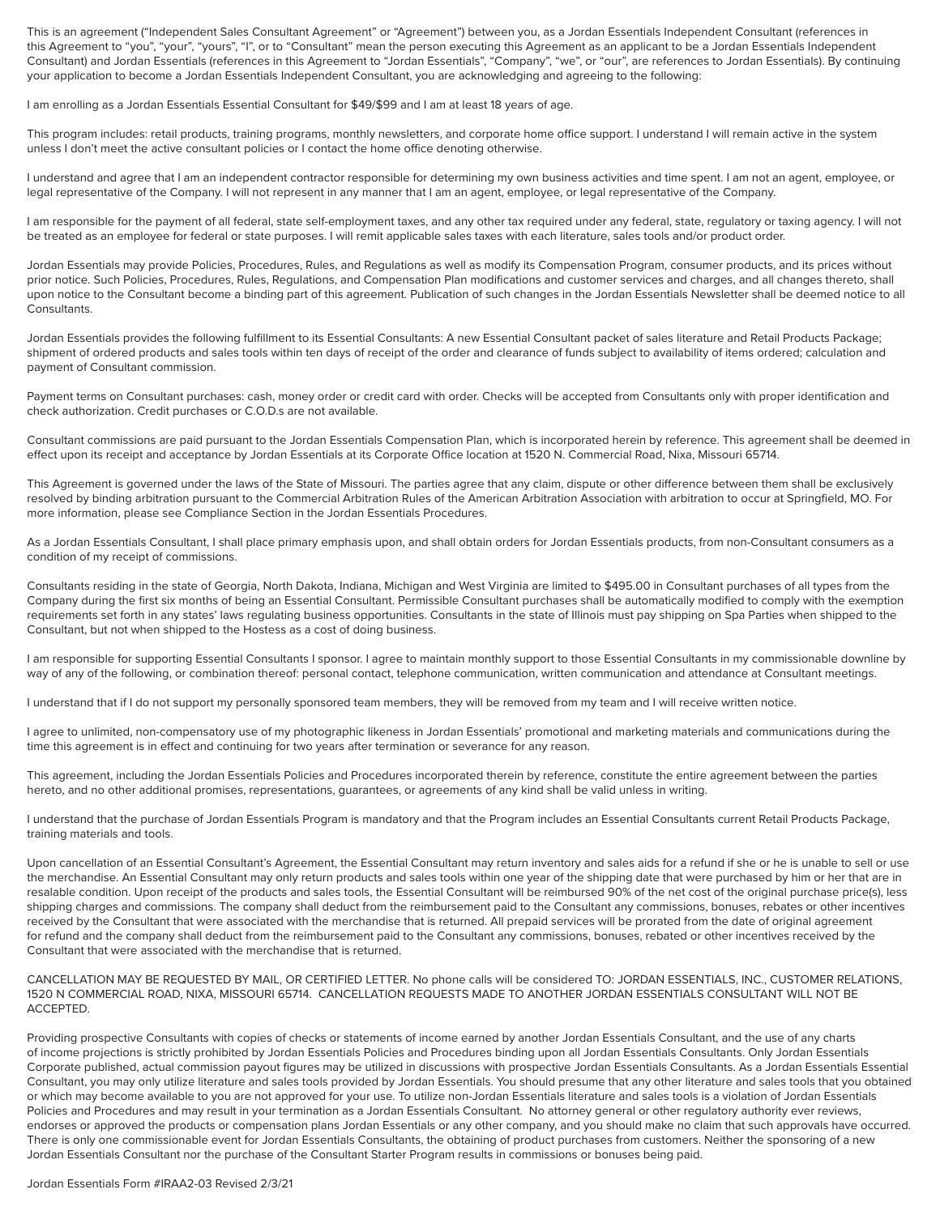This is an agreement ("Independent Sales Consultant Agreement" or "Agreement") between you, as a Jordan Essentials Independent Consultant (references in this Agreement to "you", "your", "yours", "I", or to "Consultant" mean the person executing this Agreement as an applicant to be a Jordan Essentials Independent Consultant) and Jordan Essentials (references in this Agreement to "Jordan Essentials", "Company", "we", or "our", are references to Jordan Essentials). By continuing your application to become a Jordan Essentials Independent Consultant, you are acknowledging and agreeing to the following:

I am enrolling as a Jordan Essentials Essential Consultant for $49/$99 and I am at least 18 years of age.

This program includes: retail products, training programs, monthly newsletters, and corporate home office support. I understand I will remain active in the system unless I don't meet the active consultant policies or I contact the home office denoting otherwise.

I understand and agree that I am an independent contractor responsible for determining my own business activities and time spent. I am not an agent, employee, or legal representative of the Company. I will not represent in any manner that I am an agent, employee, or legal representative of the Company.

I am responsible for the payment of all federal, state self-employment taxes, and any other tax required under any federal, state, regulatory or taxing agency. I will not be treated as an employee for federal or state purposes. I will remit applicable sales taxes with each literature, sales tools and/or product order.

Jordan Essentials may provide Policies, Procedures, Rules, and Regulations as well as modify its Compensation Program, consumer products, and its prices without prior notice. Such Policies, Procedures, Rules, Regulations, and Compensation Plan modifications and customer services and charges, and all changes thereto, shall upon notice to the Consultant become a binding part of this agreement. Publication of such changes in the Jordan Essentials Newsletter shall be deemed notice to all Consultants.

Jordan Essentials provides the following fulfillment to its Essential Consultants: A new Essential Consultant packet of sales literature and Retail Products Package; shipment of ordered products and sales tools within ten days of receipt of the order and clearance of funds subject to availability of items ordered; calculation and payment of Consultant commission.

Payment terms on Consultant purchases: cash, money order or credit card with order. Checks will be accepted from Consultants only with proper identification and check authorization. Credit purchases or C.O.D.s are not available.

Consultant commissions are paid pursuant to the Jordan Essentials Compensation Plan, which is incorporated herein by reference. This agreement shall be deemed in effect upon its receipt and acceptance by Jordan Essentials at its Corporate Office location at 1520 N. Commercial Road, Nixa, Missouri 65714.

This Agreement is governed under the laws of the State of Missouri. The parties agree that any claim, dispute or other difference between them shall be exclusively resolved by binding arbitration pursuant to the Commercial Arbitration Rules of the American Arbitration Association with arbitration to occur at Springfield, MO. For more information, please see Compliance Section in the Jordan Essentials Procedures.

As a Jordan Essentials Consultant, I shall place primary emphasis upon, and shall obtain orders for Jordan Essentials products, from non-Consultant consumers as a condition of my receipt of commissions.

Consultants residing in the state of Georgia, North Dakota, Indiana, Michigan and West Virginia are limited to $495.00 in Consultant purchases of all types from the Company during the first six months of being an Essential Consultant. Permissible Consultant purchases shall be automatically modified to comply with the exemption requirements set forth in any states' laws regulating business opportunities. Consultants in the state of Illinois must pay shipping on Spa Parties when shipped to the Consultant, but not when shipped to the Hostess as a cost of doing business.

I am responsible for supporting Essential Consultants I sponsor. I agree to maintain monthly support to those Essential Consultants in my commissionable downline by way of any of the following, or combination thereof: personal contact, telephone communication, written communication and attendance at Consultant meetings.

I understand that if I do not support my personally sponsored team members, they will be removed from my team and I will receive written notice.

I agree to unlimited, non-compensatory use of my photographic likeness in Jordan Essentials' promotional and marketing materials and communications during the time this agreement is in effect and continuing for two years after termination or severance for any reason.

This agreement, including the Jordan Essentials Policies and Procedures incorporated therein by reference, constitute the entire agreement between the parties hereto, and no other additional promises, representations, guarantees, or agreements of any kind shall be valid unless in writing.

I understand that the purchase of Jordan Essentials Program is mandatory and that the Program includes an Essential Consultants current Retail Products Package, training materials and tools.

Upon cancellation of an Essential Consultant's Agreement, the Essential Consultant may return inventory and sales aids for a refund if she or he is unable to sell or use the merchandise. An Essential Consultant may only return products and sales tools within one year of the shipping date that were purchased by him or her that are in resalable condition. Upon receipt of the products and sales tools, the Essential Consultant will be reimbursed 90% of the net cost of the original purchase price(s), less shipping charges and commissions. The company shall deduct from the reimbursement paid to the Consultant any commissions, bonuses, rebates or other incentives received by the Consultant that were associated with the merchandise that is returned. All prepaid services will be prorated from the date of original agreement for refund and the company shall deduct from the reimbursement paid to the Consultant any commissions, bonuses, rebated or other incentives received by the Consultant that were associated with the merchandise that is returned.

CANCELLATION MAY BE REQUESTED BY MAIL, OR CERTIFIED LETTER. No phone calls will be considered TO: JORDAN ESSENTIALS, INC., CUSTOMER RELATIONS, 1520 N COMMERCIAL ROAD, NIXA, MISSOURI 65714. CANCELLATION REQUESTS MADE TO ANOTHER JORDAN ESSENTIALS CONSULTANT WILL NOT BE ACCEPTED.

Providing prospective Consultants with copies of checks or statements of income earned by another Jordan Essentials Consultant, and the use of any charts of income projections is strictly prohibited by Jordan Essentials Policies and Procedures binding upon all Jordan Essentials Consultants. Only Jordan Essentials Corporate published, actual commission payout figures may be utilized in discussions with prospective Jordan Essentials Consultants. As a Jordan Essentials Essential Consultant, you may only utilize literature and sales tools provided by Jordan Essentials. You should presume that any other literature and sales tools that you obtained or which may become available to you are not approved for your use. To utilize non-Jordan Essentials literature and sales tools is a violation of Jordan Essentials Policies and Procedures and may result in your termination as a Jordan Essentials Consultant. No attorney general or other regulatory authority ever reviews, endorses or approved the products or compensation plans Jordan Essentials or any other company, and you should make no claim that such approvals have occurred. There is only one commissionable event for Jordan Essentials Consultants, the obtaining of product purchases from customers. Neither the sponsoring of a new Jordan Essentials Consultant nor the purchase of the Consultant Starter Program results in commissions or bonuses being paid.

Jordan Essentials Form #IRAA2-03 Revised 2/3/21